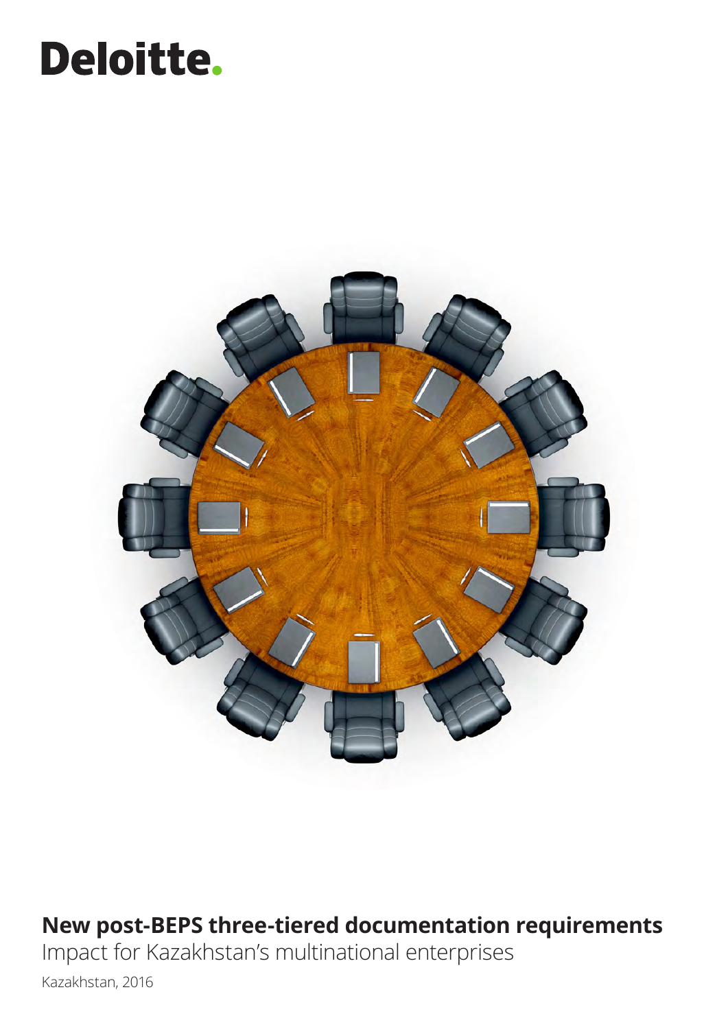Deloitte.

# New post-BEPS three-tiered documentation requirements

Impact for Kazakhstan's multinational enterprises

Kazakhstan, 2016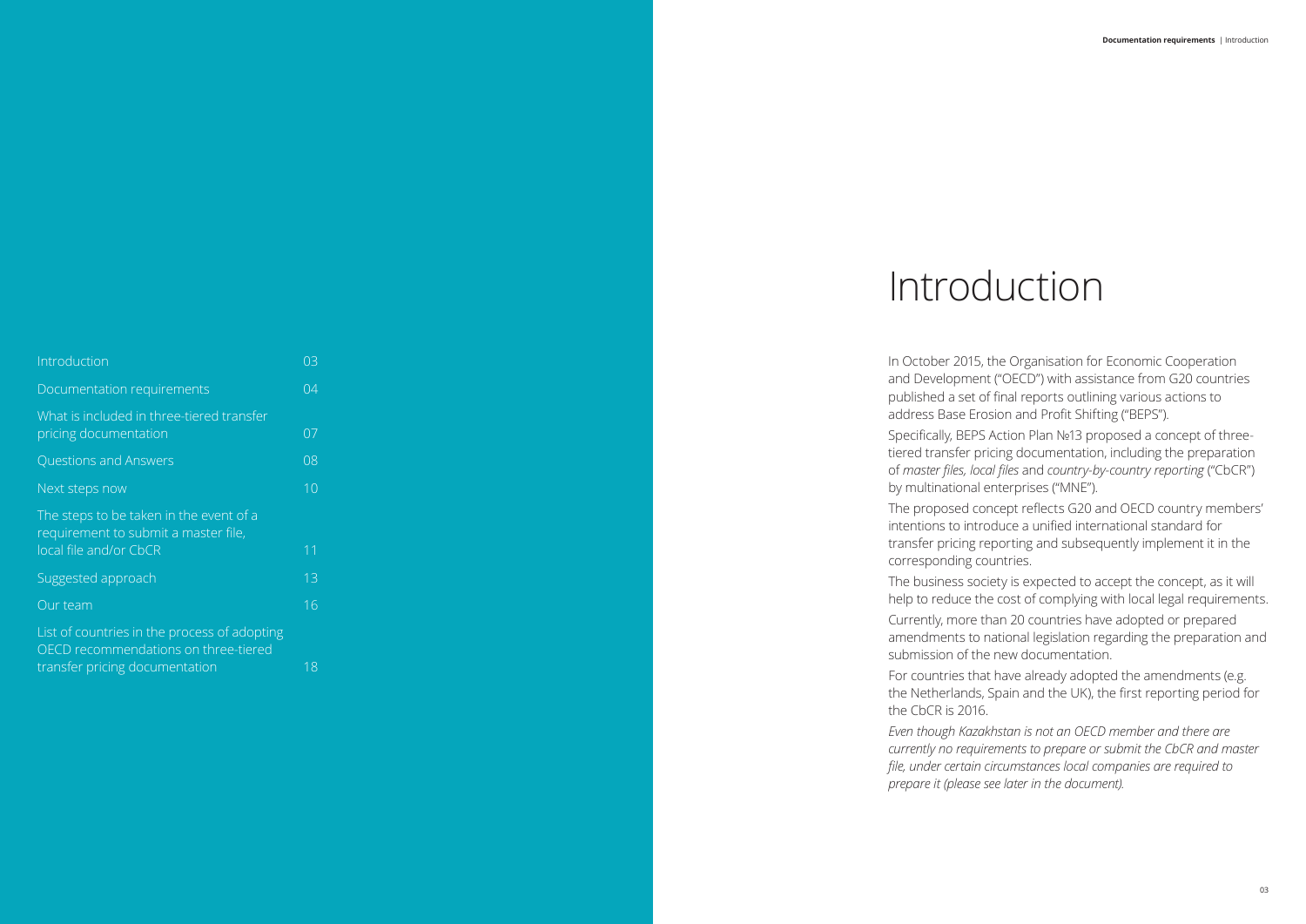| | |
|---|---|
| Introduction | 03 |
| Documentation requirements | 04 |
| What is included in three-tiered transfer pricing documentation | 07 |
| Questions and Answers | 08 |
| Next steps now | 10 |
| The steps to be taken in the event of a requirement to submit a master file, local file and/or CbCR | 11 |
| Suggested approach | 13 |
| Our team | 16 |
| List of countries in the process of adopting OECD recommendations on three-tiered transfer pricing documentation | 18 |

# Introduction

In October 2015, the Organisation for Economic Cooperation and Development ("OECD") with assistance from G20 countries published a set of final reports outlining various actions to address Base Erosion and Profit Shifting ("BEPS").

Specifically, BEPS Action Plan №13 proposed a concept of three-tiered transfer pricing documentation, including the preparation of *master files, local files* and *country-by-country reporting* ("CbCR") by multinational enterprises ("MNE").

The proposed concept reflects G20 and OECD country members' intentions to introduce a unified international standard for transfer pricing reporting and subsequently implement it in the corresponding countries.

The business society is expected to accept the concept, as it will help to reduce the cost of complying with local legal requirements.

Currently, more than 20 countries have adopted or prepared amendments to national legislation regarding the preparation and submission of the new documentation.

For countries that have already adopted the amendments (e.g. the Netherlands, Spain and the UK), the first reporting period for the CbCR is 2016.

*Even though Kazakhstan is not an OECD member and there are currently no requirements to prepare or submit the CbCR and master file, under certain circumstances local companies are required to prepare it (please see later in the document).*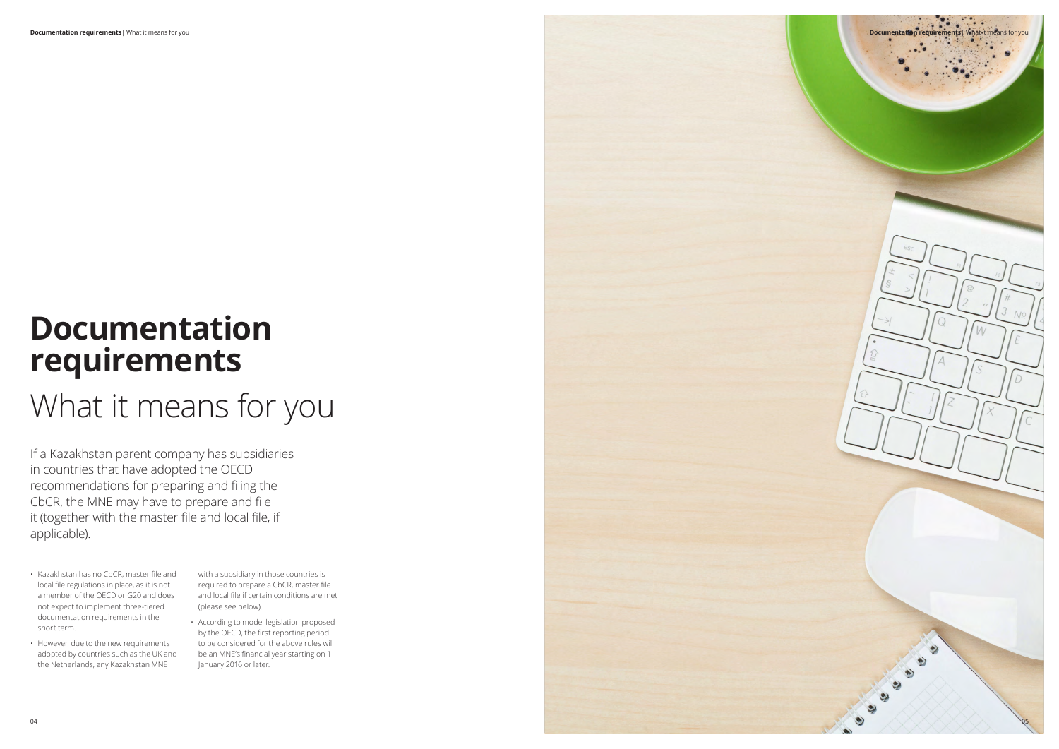# Documentation requirements

## What it means for you

If a Kazakhstan parent company has subsidiaries in countries that have adopted the OECD recommendations for preparing and filing the CbCR, the MNE may have to prepare and file it (together with the master file and local file, if applicable).

- Kazakhstan has no CbCR, master file and local file regulations in place, as it is not a member of the OECD or G20 and does not expect to implement three-tiered documentation requirements in the short term.
- However, due to the new requirements adopted by countries such as the UK and the Netherlands, any Kazakhstan MNE with a subsidiary in those countries is required to prepare a CbCR, master file and local file if certain conditions are met (please see below).
- According to model legislation proposed by the OECD, the first reporting period to be considered for the above rules will be an MNE's financial year starting on 1 January 2016 or later.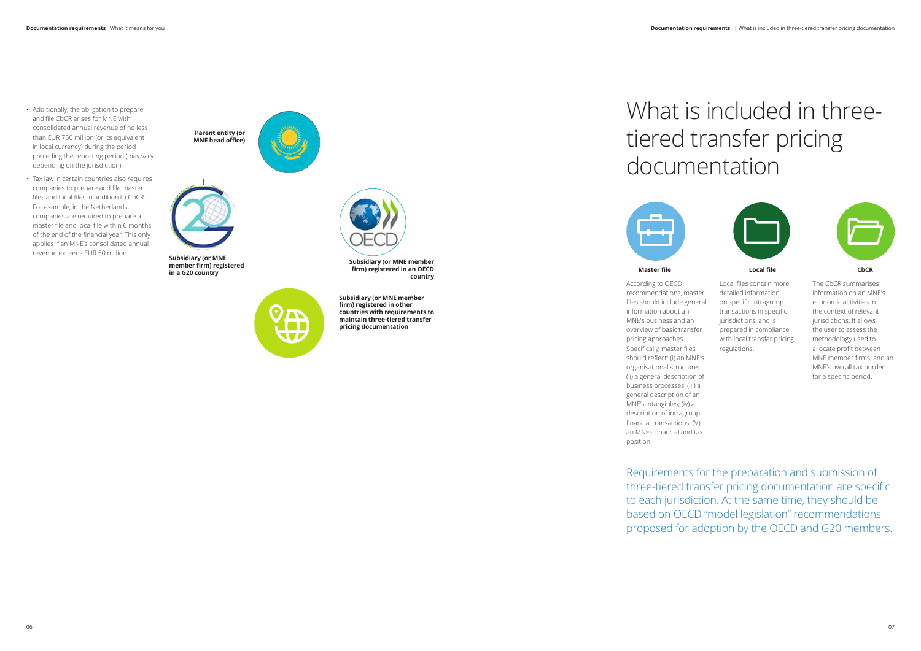- Additionally, the obligation to prepare and file CbCR arises for MNE with consolidated annual revenue of no less than EUR 750 million (or its equivalent in local currency) during the period preceding the reporting period (may vary depending on the jurisdiction).
- Tax law in certain countries also requires companies to prepare and file master files and local files in addition to CbCR. For example, in the Netherlands, companies are required to prepare a master file and local file within 6 months of the end of the financial year. This only applies if an MNE's consolidated annual revenue exceeds EUR 50 million.

**Parent entity (or MNE head office)**

**Subsidiary (or MNE member firm) registered in a G20 country**

**Subsidiary (or MNE member firm) registered in an OECD country**

**Subsidiary (or MNE member firm) registered in other countries with requirements to maintain three-tiered transfer pricing documentation**

# What is included in three-tiered transfer pricing documentation

**Master file**

According to OECD recommendations, master files should include general information about an MNE's business and an overview of basic transfer pricing approaches. Specifically, master files should reflect: (i) an MNE's organisational structure; (ii) a general description of business processes; (iii) a general description of an MNE's intangibles; (iv) a description of intragroup financial transactions; (V) an MNE's financial and tax position.

**Local file**

Local files contain more detailed information on specific intragroup transactions in specific jurisdictions, and is prepared in compliance with local transfer pricing regulations.

**CbCR**

The CbCR summarises information on an MNE's economic activities in the context of relevant jurisdictions. It allows the user to assess the methodology used to allocate profit between MNE member firms, and an MNE's overall tax burden for a specific period.

Requirements for the preparation and submission of three-tiered transfer pricing documentation are specific to each jurisdiction. At the same time, they should be based on OECD "model legislation" recommendations proposed for adoption by the OECD and G20 members.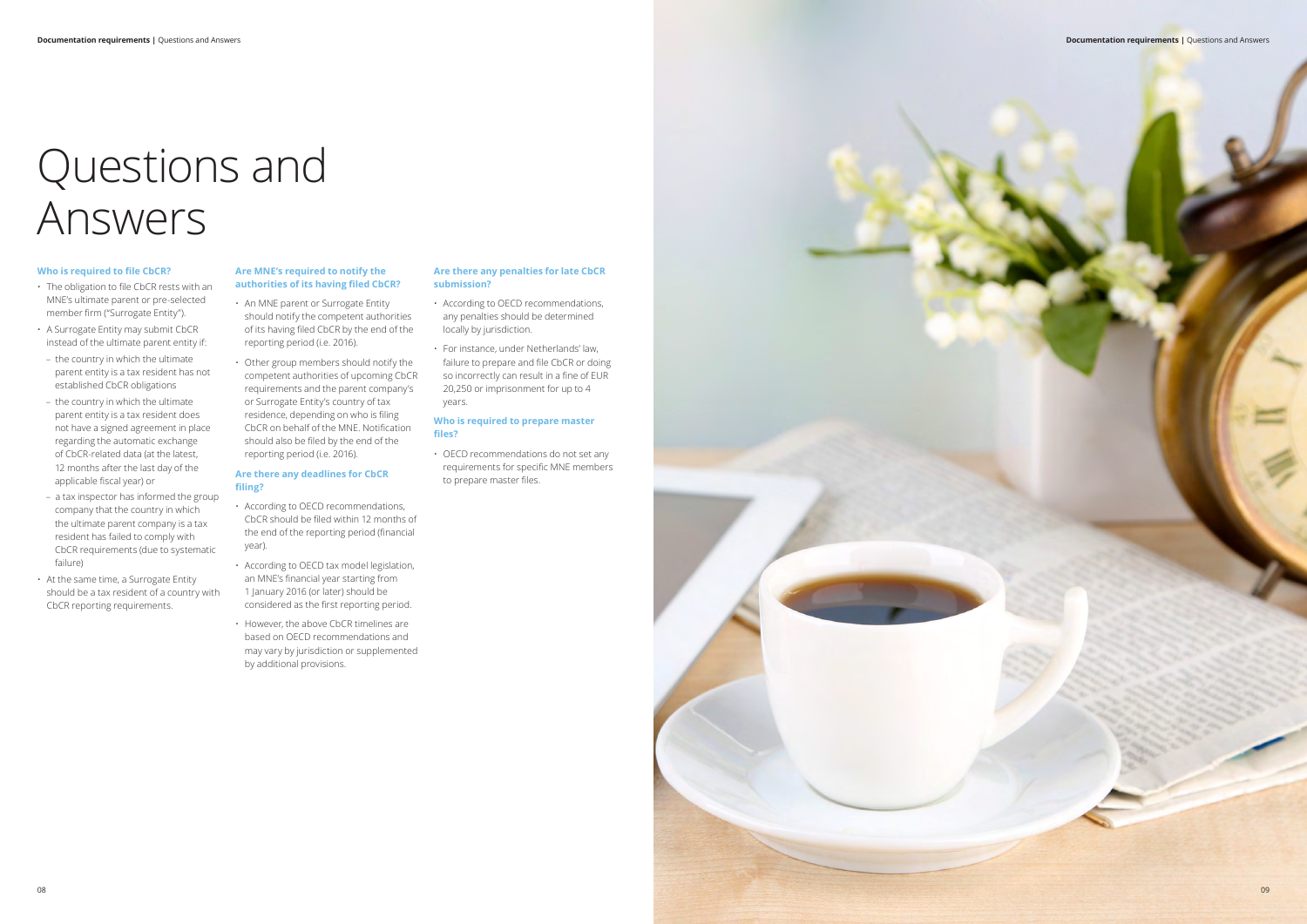# Questions and Answers

### Who is required to file CbCR?

- The obligation to file CbCR rests with an MNE's ultimate parent or pre-selected member firm ("Surrogate Entity").
- A Surrogate Entity may submit CbCR instead of the ultimate parent entity if:
  - the country in which the ultimate parent entity is a tax resident has not established CbCR obligations
  - the country in which the ultimate parent entity is a tax resident does not have a signed agreement in place regarding the automatic exchange of CbCR-related data (at the latest, 12 months after the last day of the applicable fiscal year) or
  - a tax inspector has informed the group company that the country in which the ultimate parent company is a tax resident has failed to comply with CbCR requirements (due to systematic failure)
- At the same time, a Surrogate Entity should be a tax resident of a country with CbCR reporting requirements.

### Are MNE's required to notify the authorities of its having filed CbCR?

- An MNE parent or Surrogate Entity should notify the competent authorities of its having filed CbCR by the end of the reporting period (i.e. 2016).
- Other group members should notify the competent authorities of upcoming CbCR requirements and the parent company's or Surrogate Entity's country of tax residence, depending on who is filing CbCR on behalf of the MNE. Notification should also be filed by the end of the reporting period (i.e. 2016).

### Are there any deadlines for CbCR filing?

- According to OECD recommendations, CbCR should be filed within 12 months of the end of the reporting period (financial year).
- According to OECD tax model legislation, an MNE's financial year starting from 1 January 2016 (or later) should be considered as the first reporting period.
- However, the above CbCR timelines are based on OECD recommendations and may vary by jurisdiction or supplemented by additional provisions.

### Are there any penalties for late CbCR submission?

- According to OECD recommendations, any penalties should be determined locally by jurisdiction.
- For instance, under Netherlands' law, failure to prepare and file CbCR or doing so incorrectly can result in a fine of EUR 20,250 or imprisonment for up to 4 years.

### Who is required to prepare master files?

- OECD recommendations do not set any requirements for specific MNE members to prepare master files.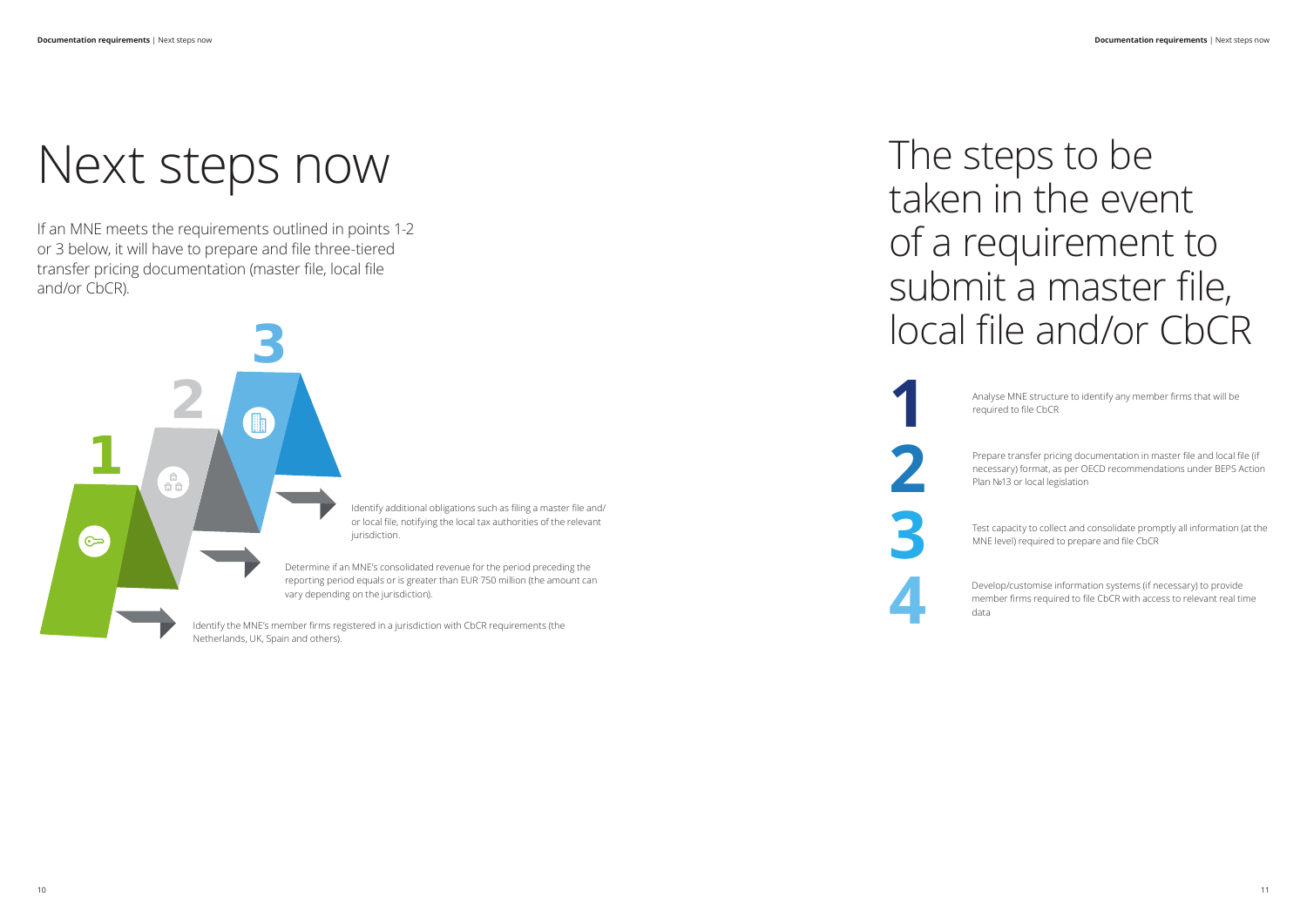# Next steps now

If an MNE meets the requirements outlined in points 1-2 or 3 below, it will have to prepare and file three-tiered transfer pricing documentation (master file, local file and/or CbCR).

1. Identify the MNE's member firms registered in a jurisdiction with CbCR requirements (the Netherlands, UK, Spain and others).
2. Determine if an MNE's consolidated revenue for the period preceding the reporting period equals or is greater than EUR 750 million (the amount can vary depending on the jurisdiction).
3. Identify additional obligations such as filing a master file and/or local file, notifying the local tax authorities of the relevant jurisdiction.

# The steps to be taken in the event of a requirement to submit a master file, local file and/or CbCR

1. Analyse MNE structure to identify any member firms that will be required to file CbCR
2. Prepare transfer pricing documentation in master file and local file (if necessary) format, as per OECD recommendations under BEPS Action Plan №13 or local legislation
3. Test capacity to collect and consolidate promptly all information (at the MNE level) required to prepare and file CbCR
4. Develop/customise information systems (if necessary) to provide member firms required to file CbCR with access to relevant real time data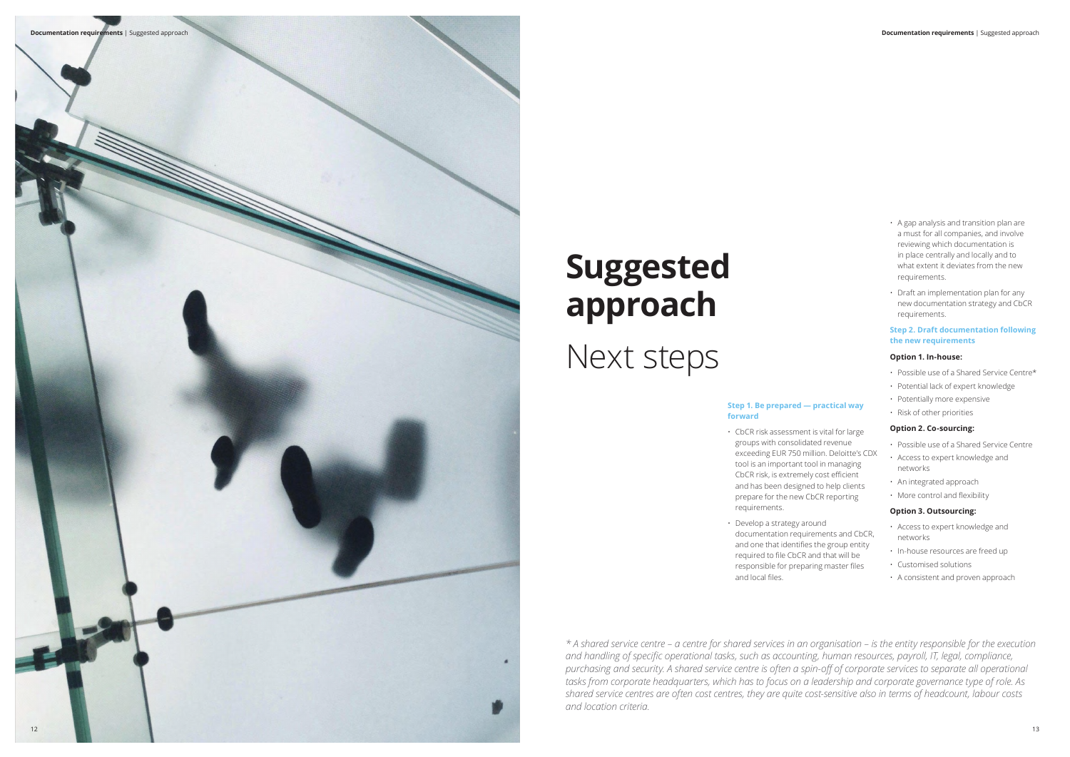# Suggested approach

## Next steps

**Step 1. Be prepared — practical way forward**

- CbCR risk assessment is vital for large groups with consolidated revenue exceeding EUR 750 million. Deloitte's CDX tool is an important tool in managing CbCR risk, is extremely cost efficient and has been designed to help clients prepare for the new CbCR reporting requirements.
- Develop a strategy around documentation requirements and CbCR, and one that identifies the group entity required to file CbCR and that will be responsible for preparing master files and local files.
- A gap analysis and transition plan are a must for all companies, and involve reviewing which documentation is in place centrally and locally and to what extent it deviates from the new requirements.
- Draft an implementation plan for any new documentation strategy and CbCR requirements.

**Step 2. Draft documentation following the new requirements**

**Option 1. In-house:**

- Possible use of a Shared Service Centre*
- Potential lack of expert knowledge
- Potentially more expensive
- Risk of other priorities

**Option 2. Co-sourcing:**

- Possible use of a Shared Service Centre
- Access to expert knowledge and networks
- An integrated approach
- More control and flexibility

**Option 3. Outsourcing:**

- Access to expert knowledge and networks
- In-house resources are freed up
- Customised solutions
- A consistent and proven approach

*\* A shared service centre – a centre for shared services in an organisation – is the entity responsible for the execution and handling of specific operational tasks, such as accounting, human resources, payroll, IT, legal, compliance, purchasing and security. A shared service centre is often a spin-off of corporate services to separate all operational tasks from corporate headquarters, which has to focus on a leadership and corporate governance type of role. As shared service centres are often cost centres, they are quite cost-sensitive also in terms of headcount, labour costs and location criteria.*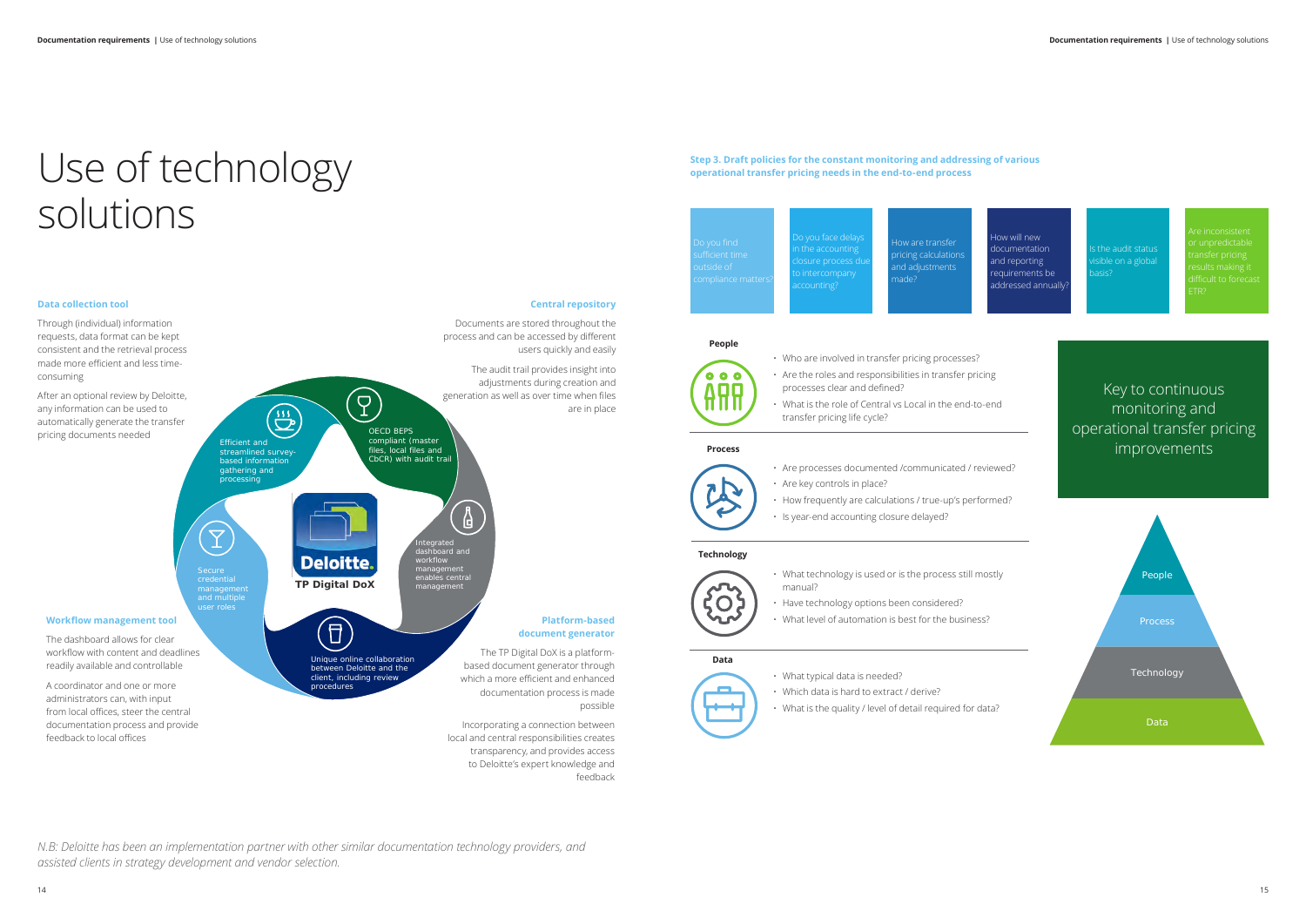# Use of technology solutions

### Data collection tool

Through (individual) information requests, data format can be kept consistent and the retrieval process made more efficient and less time-consuming

After an optional review by Deloitte, any information can be used to automatically generate the transfer pricing documents needed

### Central repository

Documents are stored throughout the process and can be accessed by different users quickly and easily

The audit trail provides insight into adjustments during creation and generation as well as over time when files are in place

Efficient and streamlined survey-based information gathering and processing

OECD BEPS compliant (master files, local files and CbCR) with audit trail

Integrated dashboard and workflow management enables central management

Secure credential management and multiple user roles

Deloitte. TP Digital DoX

Unique online collaboration between Deloitte and the client, including review procedures

### Workflow management tool

The dashboard allows for clear workflow with content and deadlines readily available and controllable

A coordinator and one or more administrators can, with input from local offices, steer the central documentation process and provide feedback to local offices

### Platform-based document generator

The TP Digital DoX is a platform-based document generator through which a more efficient and enhanced documentation process is made possible

Incorporating a connection between local and central responsibilities creates transparency, and provides access to Deloitte's expert knowledge and feedback

*N.B: Deloitte has been an implementation partner with other similar documentation technology providers, and assisted clients in strategy development and vendor selection.*

### Step 3. Draft policies for the constant monitoring and addressing of various operational transfer pricing needs in the end-to-end process

- Do you find sufficient time outside of compliance matters?
- Do you face delays in the accounting closure process due to intercompany accounting?
- How are transfer pricing calculations and adjustments made?
- How will new documentation and reporting requirements be addressed annually?
- Is the audit status visible on a global basis?
- Are inconsistent or unpredictable transfer pricing results making it difficult to forecast ETR?

**People**

- Who are involved in transfer pricing processes?
- Are the roles and responsibilities in transfer pricing processes clear and defined?
- What is the role of Central vs Local in the end-to-end transfer pricing life cycle?

**Process**

- Are processes documented /communicated / reviewed?
- Are key controls in place?
- How frequently are calculations / true-up's performed?
- Is year-end accounting closure delayed?

**Technology**

- What technology is used or is the process still mostly manual?
- Have technology options been considered?
- What level of automation is best for the business?

**Data**

- What typical data is needed?
- Which data is hard to extract / derive?
- What is the quality / level of detail required for data?

Key to continuous monitoring and operational transfer pricing improvements

People

Process

Technology

Data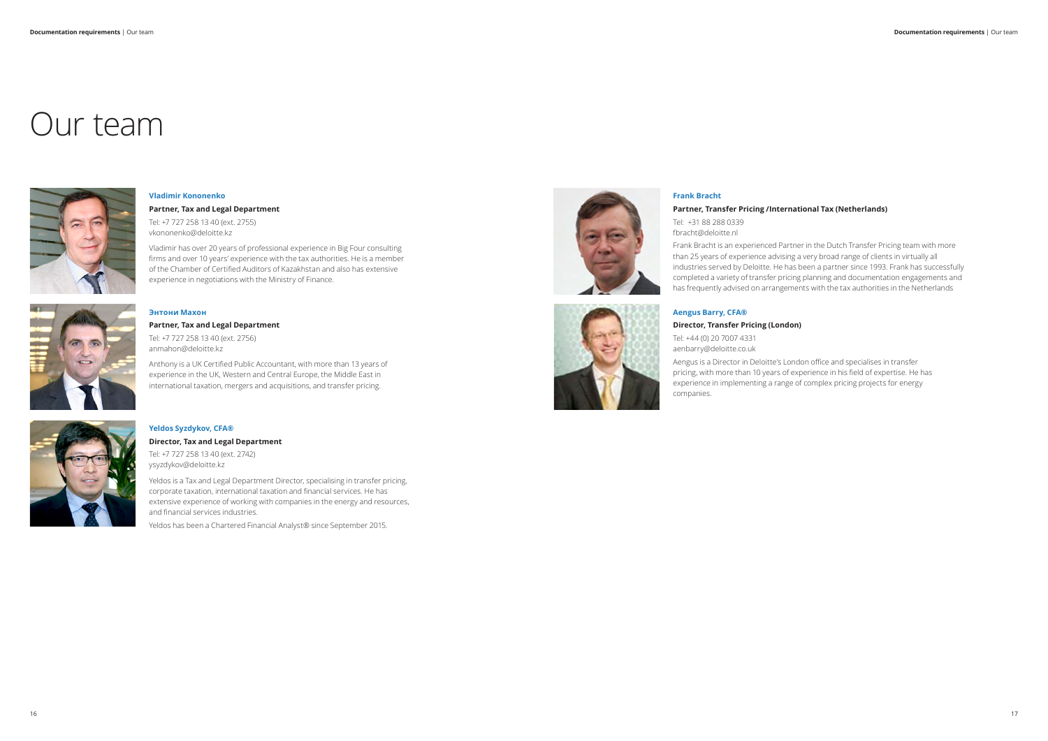# Our team

**Vladimir Kononenko**

**Partner, Tax and Legal Department**

Tel: +7 727 258 13 40 (ext. 2755)
vkononenko@deloitte.kz

Vladimir has over 20 years of professional experience in Big Four consulting firms and over 10 years' experience with the tax authorities. He is a member of the Chamber of Certified Auditors of Kazakhstan and also has extensive experience in negotiations with the Ministry of Finance.

**Энтони Махон**

**Partner, Tax and Legal Department**

Tel: +7 727 258 13 40 (ext. 2756)
anmahon@deloitte.kz

Anthony is a UK Certified Public Accountant, with more than 13 years of experience in the UK, Western and Central Europe, the Middle East in international taxation, mergers and acquisitions, and transfer pricing.

**Yeldos Syzdykov, CFA®**

**Director, Tax and Legal Department**

Tel: +7 727 258 13 40 (ext. 2742)
ysyzdykov@deloitte.kz

Yeldos is a Tax and Legal Department Director, specialising in transfer pricing, corporate taxation, international taxation and financial services. He has extensive experience of working with companies in the energy and resources, and financial services industries.

Yeldos has been a Chartered Financial Analyst® since September 2015.

**Frank Bracht**

**Partner, Transfer Pricing /International Tax (Netherlands)**

Tel: +31 88 288 0339
fbracht@deloitte.nl

Frank Bracht is an experienced Partner in the Dutch Transfer Pricing team with more than 25 years of experience advising a very broad range of clients in virtually all industries served by Deloitte. He has been a partner since 1993. Frank has successfully completed a variety of transfer pricing planning and documentation engagements and has frequently advised on arrangements with the tax authorities in the Netherlands

**Aengus Barry, CFA®**

**Director, Transfer Pricing (London)**

Tel: +44 (0) 20 7007 4331
aenbarry@deloitte.co.uk

Aengus is a Director in Deloitte's London office and specialises in transfer pricing, with more than 10 years of experience in his field of expertise. He has experience in implementing a range of complex pricing projects for energy companies.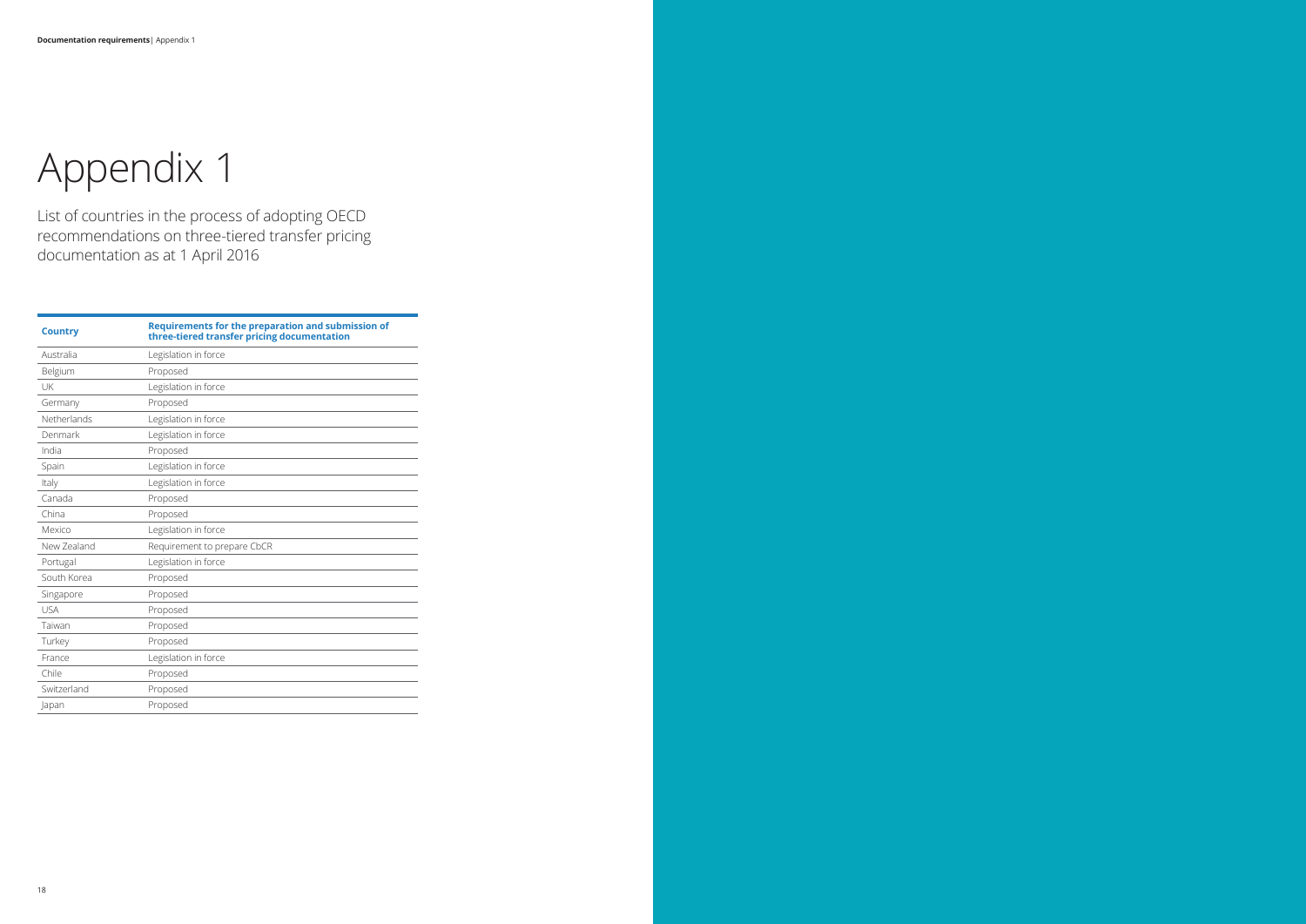# Appendix 1

List of countries in the process of adopting OECD recommendations on three-tiered transfer pricing documentation as at 1 April 2016

| Country | Requirements for the preparation and submission of three-tiered transfer pricing documentation |
|---|---|
| Australia | Legislation in force |
| Belgium | Proposed |
| UK | Legislation in force |
| Germany | Proposed |
| Netherlands | Legislation in force |
| Denmark | Legislation in force |
| India | Proposed |
| Spain | Legislation in force |
| Italy | Legislation in force |
| Canada | Proposed |
| China | Proposed |
| Mexico | Legislation in force |
| New Zealand | Requirement to prepare CbCR |
| Portugal | Legislation in force |
| South Korea | Proposed |
| Singapore | Proposed |
| USA | Proposed |
| Taiwan | Proposed |
| Turkey | Proposed |
| France | Legislation in force |
| Chile | Proposed |
| Switzerland | Proposed |
| Japan | Proposed |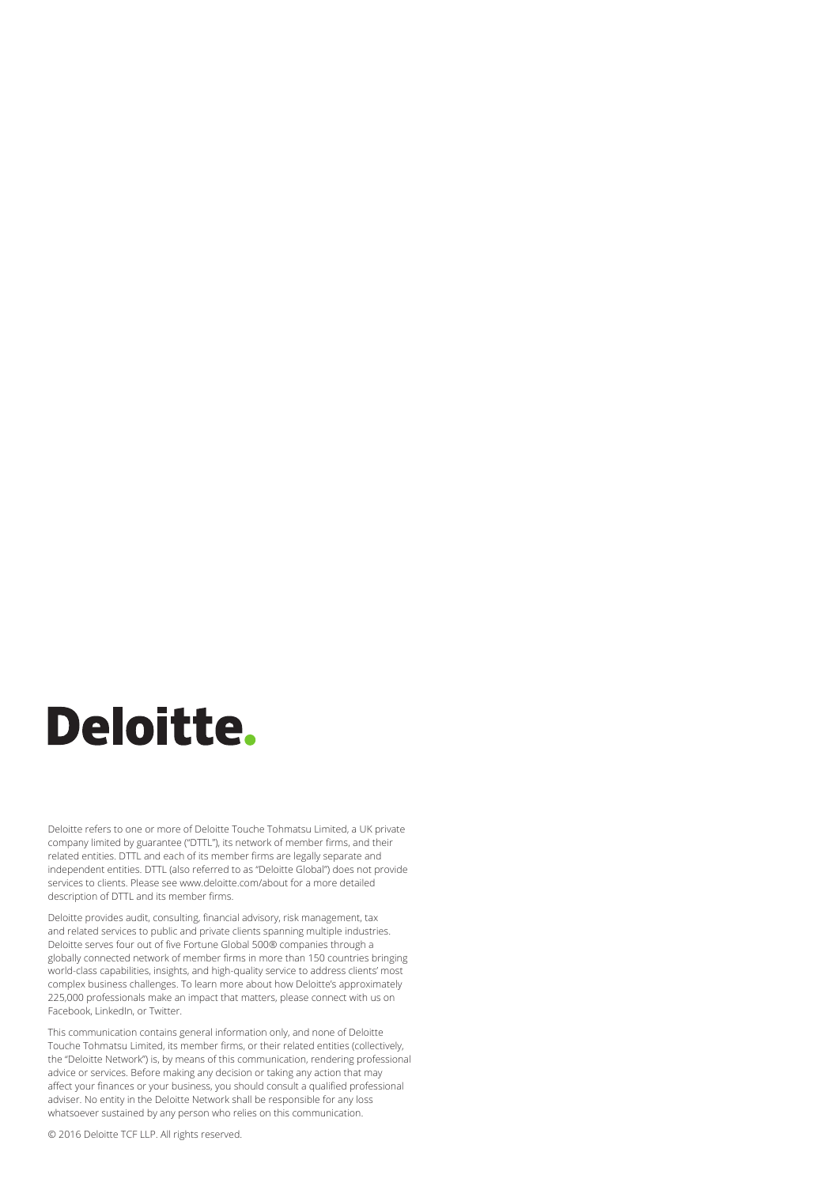# Deloitte.

Deloitte refers to one or more of Deloitte Touche Tohmatsu Limited, a UK private company limited by guarantee ("DTTL"), its network of member firms, and their related entities. DTTL and each of its member firms are legally separate and independent entities. DTTL (also referred to as "Deloitte Global") does not provide services to clients. Please see www.deloitte.com/about for a more detailed description of DTTL and its member firms.

Deloitte provides audit, consulting, financial advisory, risk management, tax and related services to public and private clients spanning multiple industries. Deloitte serves four out of five Fortune Global 500® companies through a globally connected network of member firms in more than 150 countries bringing world-class capabilities, insights, and high-quality service to address clients' most complex business challenges. To learn more about how Deloitte's approximately 225,000 professionals make an impact that matters, please connect with us on Facebook, LinkedIn, or Twitter.

This communication contains general information only, and none of Deloitte Touche Tohmatsu Limited, its member firms, or their related entities (collectively, the "Deloitte Network") is, by means of this communication, rendering professional advice or services. Before making any decision or taking any action that may affect your finances or your business, you should consult a qualified professional adviser. No entity in the Deloitte Network shall be responsible for any loss whatsoever sustained by any person who relies on this communication.

© 2016 Deloitte TCF LLP. All rights reserved.